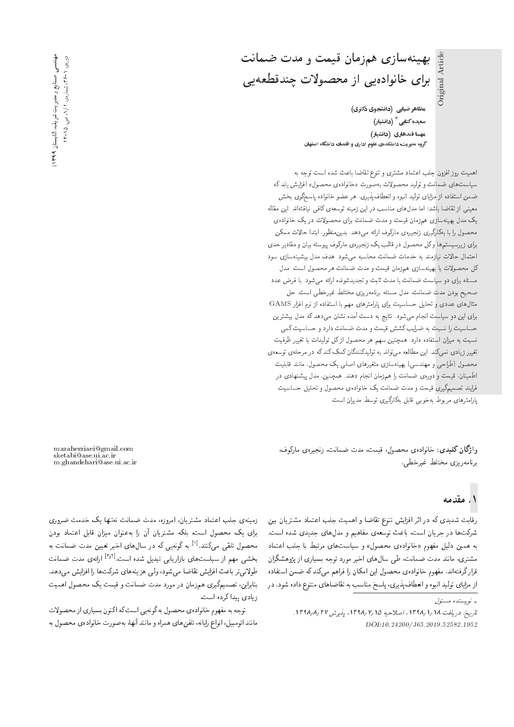# بهینه‌سازی هم‌زمان قیمت و مدت ضمانت برای خانواده‌یی از محصولات چندقطعه‌یی

**مظاهر ضیایی** (دانشجوی دکتری)
**سعیده کتابی** * (دانشیار)
**مهسا قندهاری** (دانشیار)
گروه مدیریت، دانشکده‌ی علوم اداری و اقتصاد، دانشگاه اصفهان

اهمیت روز افزون جلب اعتماد مشتری و تنوع تقاضا باعث شده است توجه به سیاست‌های ضمانت و تولید محصولات به‌صورت «خانواده‌ی محصول» افزایش یابد که ضمن استفاده از مزایای تولید انبوه و انعطاف‌پذیری، هر عضو خانواده پاسخ‌گوی بخش معینی از تقاضا باشد؛ اما مدل‌های مناسب در این زمینه توسعه‌ی کافی نیافته‌اند. این مقاله یک مدل بهینه‌سازی هم‌زمان قیمت و مدت ضمانت برای محصولات در یک خانواده‌ی محصول را با به‌کارگیری زنجیره‌ی مارکوف ارائه می‌دهد. بدین‌منظور، ابتدا حالات ممکن برای زیرسیستم‌ها وکل محصول در قالب یک زنجیره‌ی مارکوف پیوسته بیان و مقادیر حدی احتمال حالاتِ نیازمند به خدمات ضمانت محاسبه می‌شود. هدف مدل بیشینه‌سازی سود کل محصولات با بهینه‌سازی هم‌زمان قیمت و مدت ضمانت هر محصول است. مدل مسئله برای دو سیاست ضمانت با مدت ثابت و تجدیدشونده ارائه می‌شود. با فرض عدد صحیح بودن مدت ضمانت، مدل مسئله برنامه‌ریزی مختلط غیرخطی است. حل مثال‌های عددی و تحلیل حساسیت برای پارامترهای مهم با استفاده از نرم افزار GAMS برای این دو سیاست انجام می‌شود. نتایج به دست آمده نشان می‌دهد که مدل بیشترین حساسیت را نسبت به ضرایب کشش قیمت و مدت ضمانت دارد و حساسیت کمی نسبت به میزان استفاده دارد. همچنین سهم هر محصول از کل تولیدات با تغییر ظرفیت تغییر زیادی نمی‌کند. این مطالعه می‌تواند به تولیدکنندگان کمک کند که در مرحله‌ی توسعه‌ی محصول (طراحی و مهندسی) بهینه‌سازی متغیرهای اصلی یک محصول، مانند قابلیت اطمینان، قیمت و دوره‌ی ضمانت را هم‌زمان انجام دهند. همچنین، مدل پیشنهادی در فرایند تصمیم‌گیری قیمت و مدت ضمانت یک خانواده‌ی محصول و تحلیل حساسیت پارامترهای مربوط به‌خوبی قابل به‌کارگیری توسط مدیران است.

**واژگان کلیدی:** خانواده‌ی محصول، قیمت، مدت ضمانت، زنجیره‌ی مارکوف، برنامه‌ریزی مختلط غیرخطی.

mazaherziaei@gmail.com
sketabi@ase.ui.ac.ir
m.ghandehari@ase.ui.ac.ir

## ۱. مقدمه

رقابت شدیدی که در اثر افزایش تنوع تقاضا و اهمیت جلب اعتماد مشتریان بین شرکت‌ها در جریان است، باعث توسعه‌ی مفاهیم و مدل‌های جدیدی شده است. به همین دلیل مفهوم «خانواده‌ی محصول» و سیاست‌های مرتبط با جلب اعتماد مشتری، مانند مدت ضمانت، طی سال‌های اخیر مورد توجه بسیاری از پژوهشگران قرارگرفته‌اند. مفهوم خانواده‌ی محصول این امکان را فراهم می‌کند که ضمن استفاده از مزایای تولید انبوه و انعطاف‌پذیری، پاسخ مناسب به تقاضاهای متنوع داده شود. در زمینه‌ی جلب اعتماد مشتریان، امروزه، مدت ضمانت نه‌تنها یک خدمت ضروری برای یک محصول است، بلکه مشتریان آن را به‌عنوان میزان قابل اعتماد بودن محصول تلقی می‌کنند.[1] به گونه‌یی که در سال‌های اخیر تعیین مدت ضمانت به بخشی مهم از سیاست‌های بازاریابی تبدیل شده است.[2,3] ارائه‌ی مدت ضمانت طولانی‌تر باعث افزایش تقاضا می‌شود، ولی هزینه‌های شرکت‌ها را افزایش می‌دهد. بنابراین، تصمیم‌گیری هم‌زمان در مورد مدت ضمانت و قیمت یک محصول اهمیت زیادی پیدا کرده است.

توجه به مفهوم خانواده‌ی محصول به گونه‌یی است که اکنون بسیاری از محصولات مانند اتومبیل، انواع رایانه، تلفن‌های همراه و مانند آنها، به‌صورت خانواده‌ی محصول به

* نویسنده مسئول

تاریخ: دریافت ۱۳۹۸/۱/۱۸، اصلاحیه ۱۳۹۸/۷/۱۵، پذیرش ۱۳۹۸/۸/۲۷.
DOI:10.24200/J65.2019.52582.1952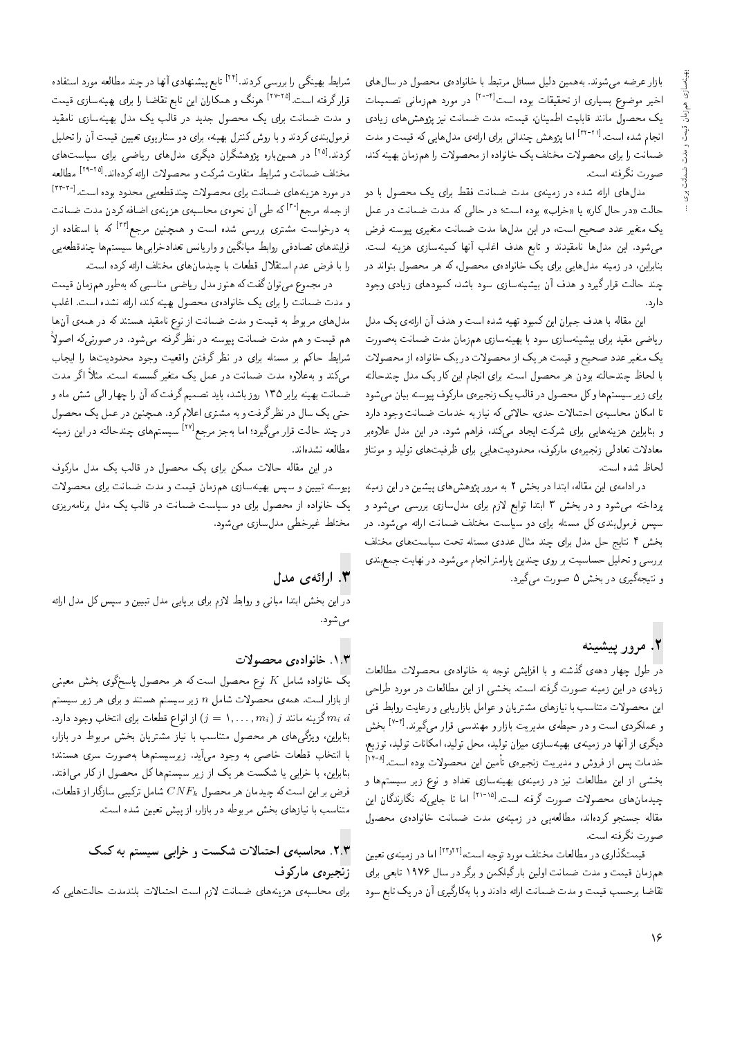بازار عرضه می‌شوند. به‌همین دلیل مسائل مرتبط با خانواده‌ی محصول در سال‌های اخیر موضوع بسیاری از تحقیقات بوده است[۲-۶] در مورد هم‌زمانی تصمیمات یک محصول مانند قابلیت اطمینان، قیمت، مدت ضمانت نیز پژوهش‌های زیادی انجام شده است.[۲۱-۲۲] اما پژوهش چندانی برای ارائه‌ی مدل‌هایی که قیمت و مدت ضمانت را برای محصولات مختلف یک خانواده از محصولات را هم‌زمان بهینه کند، صورت نگرفته است.

مدل‌های ارائه شده در زمینه‌ی مدت ضمانت فقط برای یک محصول با دو حالت «در حال کار» یا «خراب» بوده است؛ در حالی که مدت ضمانت در عمل یک متغیر عدد صحیح است، در این مدل‌ها مدت ضمانت متغیری پیوسته فرض می‌شود. این مدل‌ها نامقیدند و تابع هدف اغلب آنها کمینه‌سازی هزینه است. بنابراین، در زمینه مدل‌هایی برای یک خانواده‌ی محصول، که هر محصول بتواند در چند حالت قرار گیرد و هدف آن بیشینه‌سازی سود باشد، کمبودهای زیادی وجود دارد.

این مقاله با هدف جبران این کمبود تهیه شده است و هدف آن ارائه‌ی یک مدل ریاضی مقید برای بیشینه‌سازی سود با بهینه‌سازی هم‌زمان مدت ضمانت به‌صورت یک متغیر عدد صحیح و قیمت هر یک از محصولات در یک خانواده از محصولات با لحاظ چندحالته بودن هر محصول است. برای انجام این کار یک مدل چندحالته برای زیر سیستم‌ها و کل محصول در قالب یک زنجیره‌ی مارکوف پیوسته بیان می‌شود تا امکان محاسبه‌ی احتمالات حدی، حالاتی که نیاز به خدمات ضمانت وجود دارد و بنابراین هزینه‌هایی برای شرکت ایجاد می‌کند، فراهم شود. در این مدل علاوه‌بر معادلات تعادلی زنجیره‌ی مارکوف، محدودیت‌هایی برای ظرفیت‌های تولید و مونتاژ لحاظ شده است.

در ادامه‌ی این مقاله، ابتدا در بخش ۲ به مرور پژوهش‌های پیشین در این زمینه پرداخته می‌شود و در بخش ۳ ابتدا توابع لازم برای مدل‌سازی بررسی می‌شود و سپس فرمول‌بندی کل مسئله برای دو سیاست مختلف ضمانت ارائه می‌شود. در بخش ۴ نتایج حل مدل برای چند مثال عددی مسئله تحت سیاست‌های مختلف بررسی و تحلیل حساسیت بر روی چندین پارامتر انجام می‌شود. در نهایت جمع‌بندی و نتیجه‌گیری در بخش ۵ صورت می‌گیرد.

## ۲. مرور پیشینه

در طول چهار دهه‌ی گذشته و با افزایش توجه به خانواده‌ی محصولات مطالعات زیادی در این زمینه صورت گرفته است. بخشی از این مطالعات در مورد طراحی این محصولات متناسب با نیازهای مشتریان و عوامل بازاریابی و رعایت روابط فنی و عملکردی است و در حیطه‌ی مدیریت بازار و مهندسی قرار می‌گیرند.[۲-۷] بخش دیگری از آنها در زمینه‌ی بهینه‌سازی میزان تولید، محل تولید، امکانات تولید، توزیع، خدمات پس از فروش و مدیریت زنجیره‌ی تأمین این محصولات بوده است.[۸-۱۴] بخشی از این مطالعات نیز در زمینه‌ی بهینه‌سازی تعداد و نوع زیر سیستم‌ها و چیدمان‌های محصولات صورت گرفته است.[۱۵-۲۱] اما تا جایی‌که نگارندگان این مقاله جستجو کرده‌اند، مطالعه‌یی در زمینه‌ی مدت ضمانت خانواده‌ی محصول صورت نگرفته است.

قیمت‌گذاری در مطالعات مختلف مورد توجه است،[۲۲،۲۳] اما در زمینه‌ی تعیین هم‌زمان قیمت و مدت ضمانت اولین بار گیلکس و برگر در سال ۱۹۷۶ تابعی برای تقاضا برحسب قیمت و مدت ضمانت ارائه دادند و با به‌کارگیری آن در یک تابع سود شرایط بهینگی را بررسی کردند.[۲۴] تابع پیشنهادی آنها در چند مطالعه مورد استفاده قرار گرفته است.[۲۵-۲۷] هونگ و همکاران این تابع تقاضا را برای بهینه‌سازی قیمت و مدت ضمانت برای یک محصول جدید در قالب یک مدل بهینه‌سازی نامقید فرمول‌بندی کردند و با روش کنترل بهینه، برای دو سناریوی تعیین قیمت آن را تحلیل کردند.[۲۵] در همین‌باره پژوهشگران دیگری مدل‌های ریاضی برای سیاست‌های مختلف ضمانت و شرایط متفاوت شرکت و محصولات ارائه کرده‌اند.[۲۵-۲۹] مطالعه در مورد هزینه‌های ضمانت برای محصولات چندقطعه‌یی محدود بوده است.[۳۰-۳۳] از جمله مرجع[۳۰] که طی آن نحوه‌ی محاسبه‌ی هزینه‌ی اضافه کردن مدت ضمانت به درخواست مشتری بررسی شده است و همچنین مرجع[۳۳] که با استفاده از فرایندهای تصادفی روابط میانگین و واریانس تعدادخرابی‌ها سیستم‌ها چندقطعه‌یی را با فرض عدم استقلال قطعات با چیدمان‌های مختلف ارائه کرده است.

در مجموع می‌توان گفت که هنوز مدل ریاضی مناسبی که به‌طور هم‌زمان قیمت و مدت ضمانت را برای یک خانواده‌ی محصول بهینه کند، ارائه نشده است. اغلب مدل‌های مربوط به قیمت و مدت ضمانت از نوع نامقید هستند که در همه‌ی آن‌ها هم قیمت و هم مدت ضمانت پیوسته در نظر گرفته می‌شود. در صورتی‌که اصولاً شرایط حاکم بر مسئله برای در نظر گرفتن واقعیت وجود محدودیت‌ها را ایجاب می‌کند و به‌علاوه مدت ضمانت در عمل یک متغیر گسسته است. مثلاً اگر مدت ضمانت بهینه برابر ۱۳۵ روز باشد، باید تصمیم گرفت که آن را چهار الی شش ماه و حتی یک سال در نظر گرفت و به مشتری اعلام کرد. همچنین در عمل یک محصول در چند حالت قرار می‌گیرد؛ اما به‌جز مرجع[۲۷] سیستم‌های چندحالته در این زمینه مطالعه نشده‌اند.

در این مقاله حالات ممکن برای یک محصول در قالب یک مدل مارکوف پیوسته تبیین و سپس بهینه‌سازی هم‌زمان قیمت و مدت ضمانت برای محصولات یک خانواده از محصول برای دو سیاست ضمانت در قالب یک مدل برنامه‌ریزی مختلط غیرخطی مدل‌سازی می‌شود.

## ۳. ارائه‌ی مدل

در این بخش ابتدا مبانی و روابط لازم برای برپایی مدل تبیین و سپس کل مدل ارائه می‌شود.

### ۱.۳. خانواده‌ی محصولات

یک خانواده شامل $K$ نوع محصول است که هر محصول پاسخ‌گوی بخش معینی از بازار است. همه‌ی محصولات شامل $n$ زیر سیستم هستند و برای هر زیر سیستم $i$، $m_i$ گزینه مانند $j$ ($j = 1, \dots, m_i$) از انواع قطعات برای انتخاب وجود دارد. بنابراین، ویژگی‌های هر محصول متناسب با نیاز مشتریان بخش مربوط در بازار، با انتخاب قطعات خاصی به وجود می‌آید. زیرسیستم‌ها به‌صورت سری هستند؛ بنابراین، با خرابی یا شکست هر یک از زیر سیستم‌ها کل محصول از کار می‌افتد. فرض بر این است که چیدمان هر محصول $CNF_k$ شامل ترکیبی سازگار از قطعات، متناسب با نیازهای بخش مربوطه در بازار، از پیش تعیین شده است.

### ۲.۳. محاسبه‌ی احتمالات شکست و خرابی سیستم به کمک زنجیره‌ی مارکوف

برای محاسبه‌ی هزینه‌های ضمانت لازم است احتمالات بلندمدت حالت‌هایی که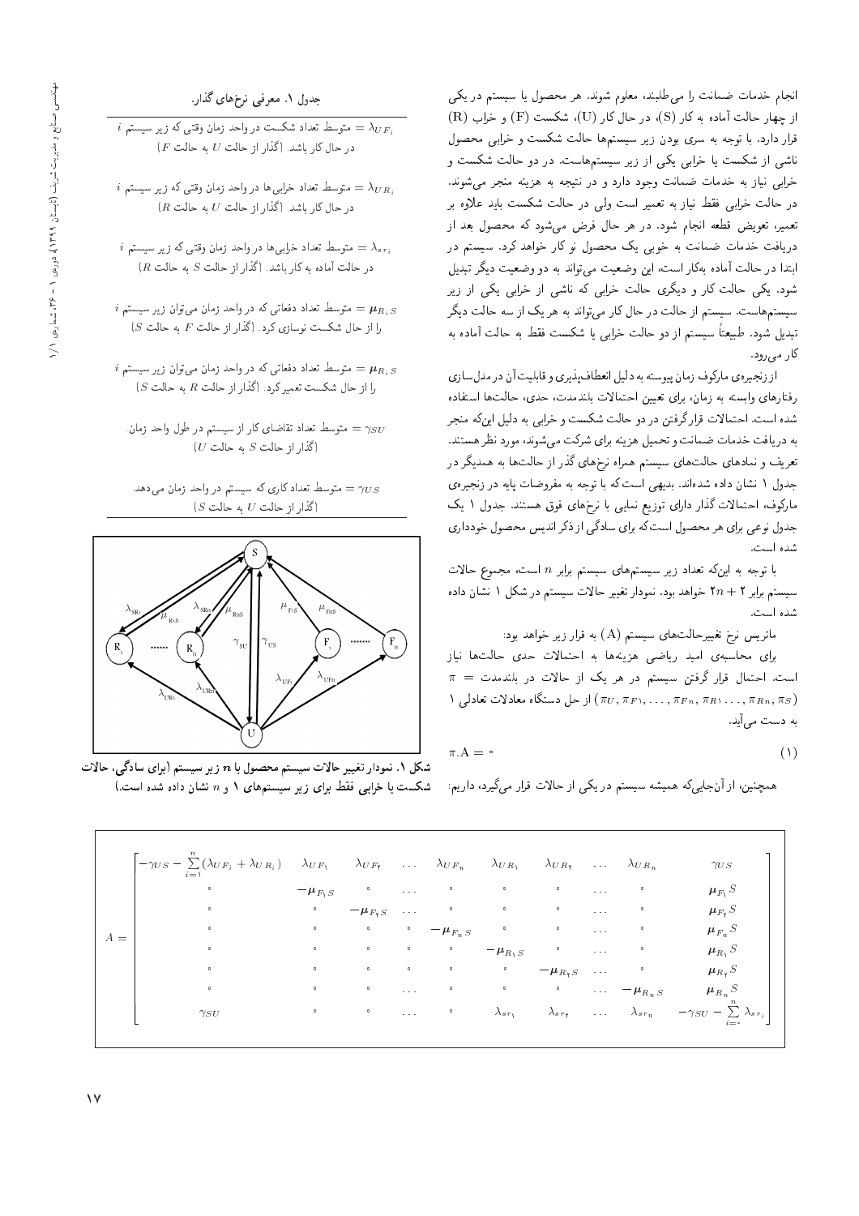انجام خدمات ضمانت را می‌طلبند، معلوم شوند. هر محصول یا سیستم در یکی از چهار حالت آماده به کار (S)، در حال کار (U)، شکست (F) و خراب (R) قرار دارد. با توجه به سری بودن زیر سیستم‌ها حالت شکست و خرابی محصول ناشی از شکست یا خرابی یکی از زیر سیستم‌هاست. در دو حالت شکست و خرابی نیاز به خدمات ضمانت وجود دارد و در نتیجه به هزینه منجر می‌شوند. در حالت خرابی فقط نیاز به تعمیر است ولی در حالت شکست باید علاوه بر تعمیر، تعویض قطعه انجام شود. در هر حال فرض می‌شود که محصول بعد از دریافت خدمات ضمانت به خوبی یک محصول نو کار خواهد کرد. سیستم در ابتدا در حالت آماده به‌کار است، این وضعیت می‌تواند به دو وضعیت دیگر تبدیل شود. یکی حالت کار و دیگری حالت خرابی که ناشی از خرابی یکی از زیر سیستم‌هاست. سیستم از حالت در حال کار می‌تواند به هر یک از سه حالت دیگر تبدیل شود. طبیعتاً سیستم از دو حالت خرابی یا شکست فقط به حالت آماده به کار می‌رود.

از زنجیره‌ی مارکوف زمان پیوسته به دلیل انعطاف‌پذیری و قابلیت آن در مدل‌سازی رفتارهای وابسته به زمان، برای تعیین احتمالات بلندمدت، حدی، حالت‌ها استفاده شده است. احتمالات قرارگرفتن در دو حالت شکست و خرابی به دلیل این‌که منجر به دریافت خدمات ضمانت و تحلیل هزینه برای شرکت می‌شوند، مورد نظر هستند. تعریف و نمادهای حالت‌های سیستم همراه نرخ‌های گذر از حالت‌ها به همدیگر در جدول ۱ نشان داده شده‌اند. بدیهی است که با توجه به مفروضات پایه در زنجیره‌ی مارکوف، احتمالات گذار دارای توزیع نمایی با نرخ‌های فوق هستند. جدول ۱ یک جدول نوعی برای هر محصول است که برای سادگی از ذکر اندیس محصول خودداری شده است.

با توجه به این‌که تعداد زیر سیستم‌های سیستم برابر $n$ است، مجموع حالات سیستم برابر $2n+2$ خواهد بود. نمودار تغییر حالات سیستم در شکل ۱ نشان داده شده است.

ماتریس نرخ تغییرحالت‌های سیستم (A) به قرار زیر خواهد بود:

برای محاسبه‌ی امید ریاضی هزینه‌ها به احتمالات حدی حالت‌ها نیاز است. احتمال قرار گرفتن سیستم در هر یک از حالات در بلندمدت $\pi = (\pi_U, \pi_{F1}, \dots, \pi_{Fn}, \pi_{R1}, \dots, \pi_{Rn}, \pi_S)$ از حل دستگاه معادلات تعادلی ۱ به دست می‌آید.

$$\pi . A = 0 \tag{1}$$

همچنین، از آن‌جایی‌که همیشه سیستم در یکی از حالات قرار می‌گیرد، داریم:

**جدول ۱. معرفی نرخ‌های گذار.**

$\lambda_{UF_i}$ = متوسط تعداد شکست در واحد زمان وقتی که زیر سیستم $i$ در حال کار باشد. (گذار از حالت $U$ به حالت $F$)

$\lambda_{UR_i}$ = متوسط تعداد خرابی‌ها در واحد زمان وقتی که زیر سیستم $i$ در حال کار باشد. (گذار از حالت $U$ به حالت $R$)

$\lambda_{sr_i}$ = متوسط تعداد خرابی‌ها در واحد زمان وقتی که زیر سیستم $i$ در حالت آماده به کار باشد. (گذار از حالت $S$ به حالت $R$)

$\mu_{R_iS}$ = متوسط تعداد دفعاتی که در واحد زمان می‌توان زیر سیستم $i$ را از حال شکست نوسازی کرد. (گذار از حالت $F$ به حالت $S$)

$\mu_{R_iS}$ = متوسط تعداد دفعاتی که در واحد زمان می‌توان زیر سیستم $i$ را از حال شکست تعمیر کرد. (گذار از حالت $R$ به حالت $S$)

$\gamma_{SU}$ = متوسط تعداد تقاضای کار از سیستم در طول واحد زمان. (گذار از حالت $S$ به حالت $U$)

$\gamma_{US}$ = متوسط تعداد کاری که سیستم در واحد زمان می‌دهد. (گذار از حالت $U$ به حالت $S$)

**شکل ۱. نمودار تغییر حالات سیستم محصول با $n$ زیر سیستم (برای سادگی، حالات شکست یا خرابی فقط برای زیر سیستم‌های ۱ و $n$ نشان داده شده است.)**

$$A = \begin{bmatrix}
-\gamma_{US} - \sum_{i=1}^{n}(\lambda_{UF_i} + \lambda_{UR_i}) & \lambda_{UF_1} & \lambda_{UF_2} & \dots & \lambda_{UF_n} & \lambda_{UR_1} & \lambda_{UR_2} & \dots & \lambda_{UR_n} & \gamma_{US} \\
0 & -\mu_{F_1S} & 0 & \dots & 0 & 0 & 0 & \dots & 0 & \mu_{F_1}S \\
0 & 0 & -\mu_{F_2S} & \dots & 0 & 0 & 0 & \dots & 0 & \mu_{F_2}S \\
0 & 0 & 0 & 0 & -\mu_{F_nS} & 0 & 0 & \dots & 0 & \mu_{F_n}S \\
0 & 0 & 0 & 0 & 0 & -\mu_{R_1S} & 0 & \dots & 0 & \mu_{R_1}S \\
0 & 0 & 0 & 0 & 0 & 0 & -\mu_{R_2S} & \dots & 0 & \mu_{R_2}S \\
0 & 0 & 0 & \dots & 0 & 0 & 0 & \dots & -\mu_{R_nS} & \mu_{R_n}S \\
\gamma_{SU} & 0 & 0 & \dots & 0 & \lambda_{sr_1} & \lambda_{sr_2} & \dots & \lambda_{sr_n} & -\gamma_{SU} - \sum_{i=0}^{n}\lambda_{sr_i}
\end{bmatrix}$$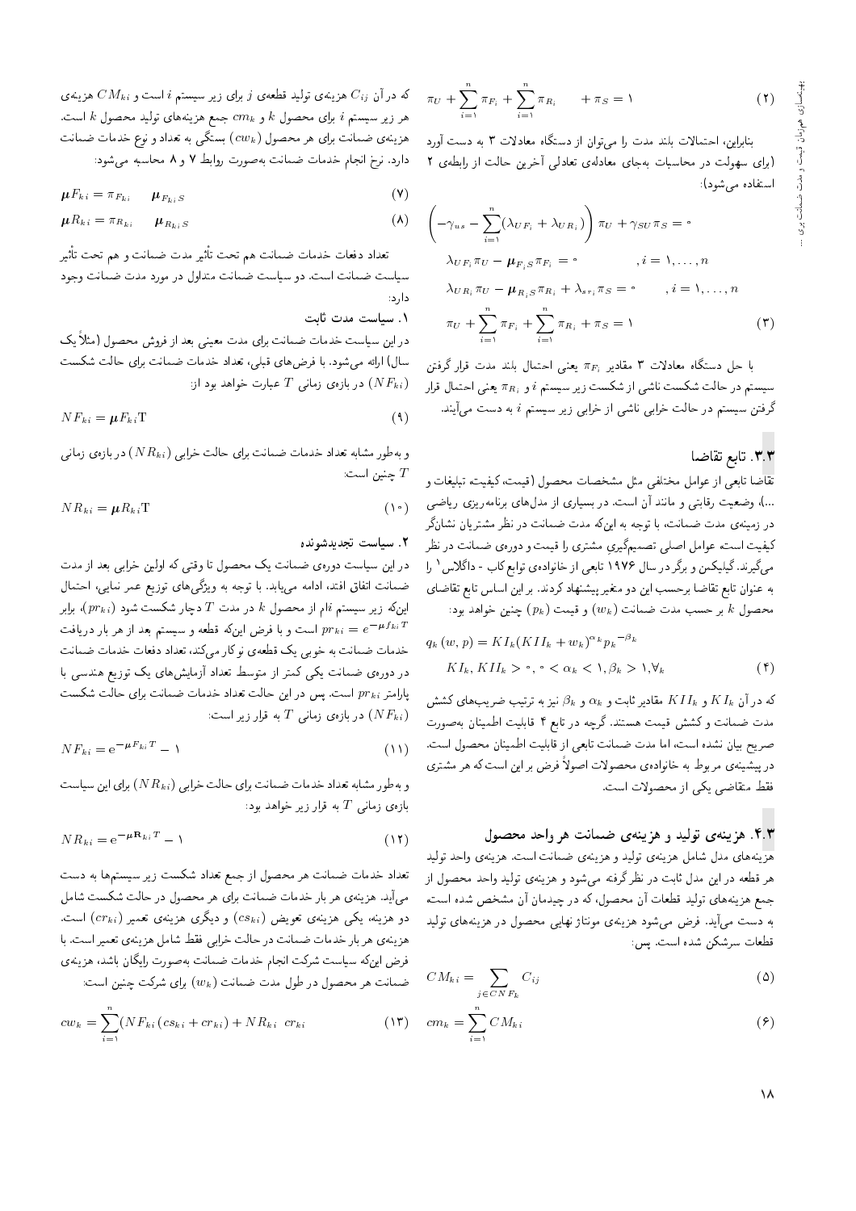$$\pi_U + \sum_{i=1}^{n} \pi_{F_i} + \sum_{i=1}^{n} \pi_{R_i} \quad + \pi_S = 1 \tag{2}$$

بنابراین، احتمالات بلند مدت را می‌توان از دستگاه معادلات ۳ به دست آورد (برای سهولت در محاسبات به‌جای معادله‌ی تعادلی آخرین حالت از رابطه‌ی ۲ استفاده می‌شود):

$$\begin{aligned}
&\left(-\gamma_{us} - \sum_{i=1}^{n}(\lambda_{UF_i} + \lambda_{UR_i})\right)\pi_U + \gamma_{SU}\pi_S = 0 \\
&\lambda_{UF_i}\pi_U - \boldsymbol{\mu}_{F_iS}\pi_{F_i} = 0 \qquad , i = 1, \ldots, n \\
&\lambda_{UR_i}\pi_U - \boldsymbol{\mu}_{R_iS}\pi_{R_i} + \lambda_{sr_i}\pi_S = 0 \qquad , i = 1, \ldots, n \\
&\pi_U + \sum_{i=1}^{n} \pi_{F_i} + \sum_{i=1}^{n} \pi_{R_i} + \pi_S = 1
\end{aligned} \tag{3}$$

با حل دستگاه معادلات ۳ مقادیر $\pi_{F_i}$ یعنی احتمال بلند مدت قرار گرفتن سیستم در حالت شکست ناشی از شکست زیر سیستم $i$ و $\pi_{R_i}$ یعنی احتمال قرار گرفتن سیستم در حالت خرابی ناشی از خرابی زیر سیستم $i$ به دست می‌آیند.

## ۳.۳. تابع تقاضا

تقاضا تابعی از عوامل مختلفی مثل مشخصات محصول (قیمت، کیفیت، تبلیغات و ...)، وضعیت رقابتی و مانند آن است. در بسیاری از مدل‌های برنامه‌ریزی ریاضی در زمینه‌ی مدت ضمانت، با توجه به این‌که مدت ضمانت در نظر مشتریان نشان‌گر کیفیت است، عوامل اصلی تصمیم‌گیری مشتری را قیمت و دوره‌ی ضمانت در نظر می‌گیرند. گیلیکمن و برگر در سال ۱۹۷۶ تابعی از خانواده‌ی توابع کاب - داگلاس[1] را به عنوان تابع تقاضا برحسب این دو متغیر پیشنهاد کردند. بر این اساس تابع تقاضای محصول $k$ بر حسب مدت ضمانت ($w_k$) و قیمت ($p_k$) چنین خواهد بود:

$$\begin{aligned}
&q_k(w, p) = KI_k(KII_k + w_k)^{\alpha_k} {p_k}^{-\beta_k} \\
&KI_k, KII_k > 0, 0 < \alpha_k < 1, \beta_k > 1, \forall_k
\end{aligned} \tag{4}$$

که در آن $KI_k$ و $KII_k$ مقادیر ثابت و $\alpha_k$ و $\beta_k$ نیز به ترتیب ضریب‌های کشش مدت ضمانت و کشش قیمت هستند. گرچه در تابع ۴ قابلیت اطمینان به‌صورت صریح بیان نشده است، اما مدت ضمانت تابعی از قابلیت اطمینان محصول است. در پیشینه‌ی مربوط به خانواده‌ی محصولات اصولاً فرض بر این است که هر مشتری فقط متقاضی یکی از محصولات است.

## ۴.۳. هزینه‌ی تولید و هزینه‌ی ضمانت هر واحد محصول

هزینه‌های مدل شامل هزینه‌ی تولید و هزینه‌ی ضمانت است. هزینه‌ی واحد تولید هر قطعه در این مدل ثابت در نظر گرفته می‌شود و هزینه‌ی تولید واحد محصول از جمع هزینه‌های تولید قطعات آن محصول، که در چیدمان آن مشخص شده است، به دست می‌آید. فرض می‌شود هزینه‌ی مونتاژ نهایی محصول در هزینه‌های تولید قطعات سرشکن شده است. پس:

$$CM_{ki} = \sum_{j \in CNF_k} C_{ij} \tag{5}$$

$$cm_k = \sum_{i=1}^{n} CM_{ki} \tag{6}$$

که در آن $C_{ij}$ هزینه‌ی تولید قطعه‌ی $j$ برای زیر سیستم $i$ است و $CM_{ki}$ هزینه‌ی هر زیر سیستم $i$ برای محصول $k$ و $cm_k$ جمع هزینه‌های تولید محصول $k$ است. هزینه‌ی ضمانت برای هر محصول ($cw_k$) بستگی به تعداد و نوع خدمات ضمانت دارد. نرخ انجام خدمات ضمانت به‌صورت روابط ۷ و ۸ محاسبه می‌شود:

$$\boldsymbol{\mu}F_{ki} = \pi_{F_{ki}} \quad \boldsymbol{\mu}_{F_{ki}S} \tag{7}$$

$$\boldsymbol{\mu}R_{ki} = \pi_{R_{ki}} \quad \boldsymbol{\mu}_{R_{ki}S} \tag{8}$$

تعداد دفعات خدمات ضمانت هم تحت تأثیر مدت ضمانت و هم تحت تأثیر سیاست ضمانت است. دو سیاست ضمانت متداول در مورد مدت ضمانت وجود دارد:

**۱. سیاست مدت ثابت**

در این سیاست خدمات ضمانت برای مدت معینی بعد از فروش محصول (مثلاً یک سال) ارائه می‌شود. با فرض‌های قبلی، تعداد خدمات ضمانت برای حالت شکست ($NF_{ki}$) در بازه‌ی زمانی $T$ عبارت خواهد بود از:

$$NF_{ki} = \boldsymbol{\mu}F_{ki}\mathrm{T} \tag{9}$$

و به‌طور مشابه تعداد خدمات ضمانت برای حالت خرابی ($NR_{ki}$) در بازه‌ی زمانی $T$ چنین است:

$$NR_{ki} = \boldsymbol{\mu}R_{ki}\mathrm{T} \tag{10}$$

**۲. سیاست تجدیدشونده**

در این سیاست دوره‌ی ضمانت یک محصول تا وقتی که اولین خرابی بعد از مدت ضمانت اتفاق افتد، ادامه می‌یابد. با توجه به ویژگی‌های توزیع عمر نمایی، احتمال این‌که زیر سیستم $i$ام از محصول $k$ در مدت $T$ دچار شکست شود ($pr_{ki}$)، برابر $pr_{ki} = e^{-\mu f_{ki}T}$ است و با فرض این‌که قطعه و سیستم بعد از هر بار دریافت خدمات ضمانت به خوبی یک قطعه‌ی نو کار می‌کند، تعداد دفعات خدمات ضمانت در دوره‌ی ضمانت یکی کمتر از متوسط تعداد آزمایش‌های یک توزیع هندسی با پارامتر $pr_{ki}$ است. پس در این حالت تعداد خدمات ضمانت برای حالت شکست ($NF_{ki}$) در بازه‌ی زمانی $T$ به قرار زیر است:

$$NF_{ki} = \mathrm{e}^{-\boldsymbol{\mu}F_{ki}T} - 1 \tag{11}$$

و به‌طور مشابه تعداد خدمات ضمانت برای حالت خرابی ($NR_{ki}$) برای این سیاست بازه‌ی زمانی $T$ به قرار زیر خواهد بود:

$$NR_{ki} = \mathrm{e}^{-\boldsymbol{\mu}\mathbf{R}_{ki}T} - 1 \tag{12}$$

تعداد خدمات ضمانت هر محصول از جمع تعداد شکست زیر سیستم‌ها به دست می‌آید. هزینه‌ی هر بار خدمات ضمانت برای هر محصول در حالت شکست شامل دو هزینه، یکی هزینه‌ی تعویض ($cs_{ki}$) و دیگری هزینه‌ی تعمیر ($cr_{ki}$) است. هزینه‌ی هر بار خدمات ضمانت در حالت خرابی فقط شامل هزینه‌ی تعمیر است. با فرض این‌که سیاست شرکت انجام خدمات ضمانت به‌صورت رایگان باشد، هزینه‌ی ضمانت هر محصول در طول مدت ضمانت ($w_k$) برای شرکت چنین است:

$$cw_k = \sum_{i=1}^{n}(NF_{ki}(cs_{ki} + cr_{ki}) + NR_{ki} \ \ cr_{ki} \tag{13}$$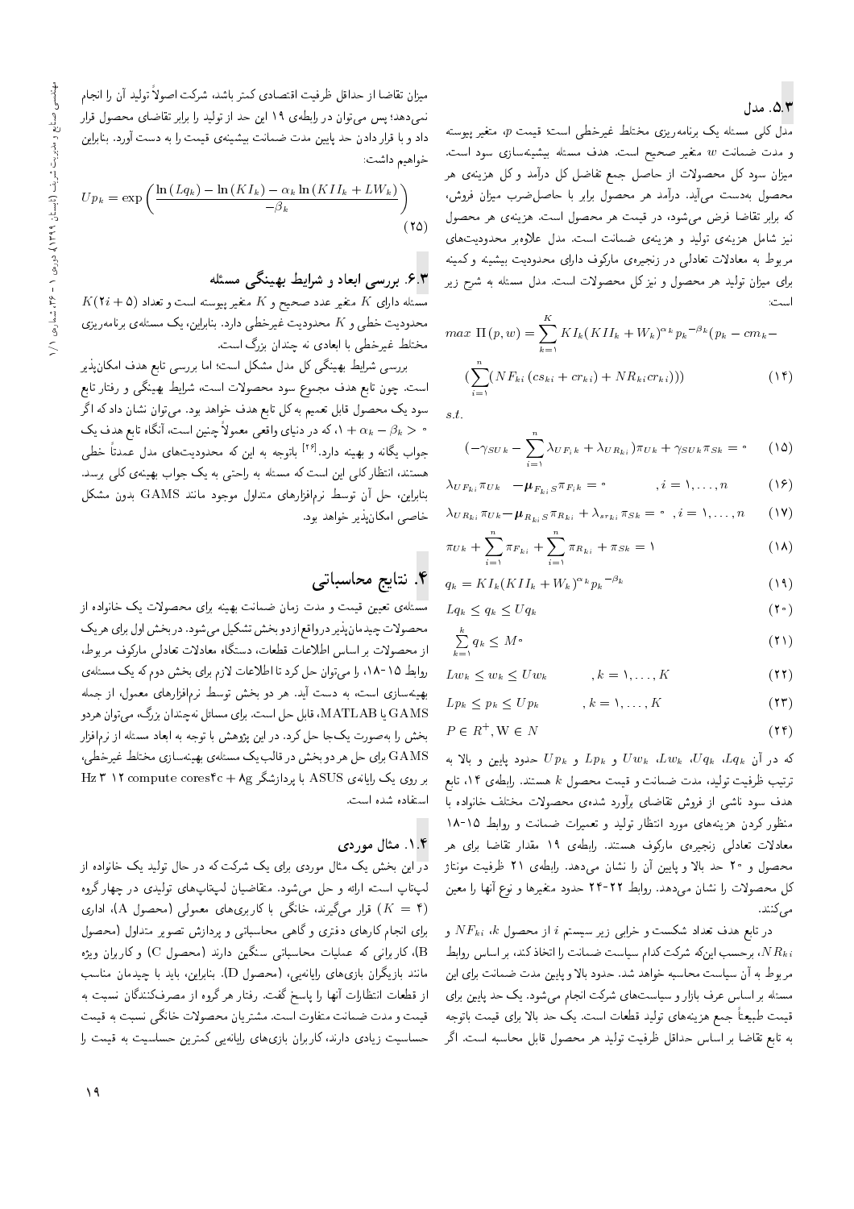### ۵.۳. مدل

مدل کلی مسئله یک برنامه‌ریزی مختلط غیرخطی است؛ قیمت $p$، متغیر پیوسته و مدت ضمانت $w$ متغیر صحیح است. هدف مسئله بیشینه‌سازی سود است. میزان سود کل محصولات از حاصل جمع تفاضل کل درآمد و کل هزینه‌ی هر محصول به‌دست می‌آید. درآمد هر محصول برابر با حاصل‌ضرب میزان فروش، که برابر تقاضا فرض می‌شود، در قیمت هر محصول است. هزینه‌ی هر محصول نیز شامل هزینه‌ی تولید و هزینه‌ی ضمانت است. مدل علاوه‌بر محدودیت‌های مربوط به معادلات تعادلی در زنجیره‌ی مارکوف دارای محدودیت بیشینه و کمینه برای میزان تولید هر محصول و نیز کل محصولات است. مدل مسئله به شرح زیر است:

$$max\ \Pi(p,w)=\sum_{k=1}^{K} KI_k(KII_k+W_k)^{\alpha_k}p_k^{-\beta_k}(p_k-cm_k-$$
$$(\sum_{i=1}^{n}(NF_{ki}\,(cs_{ki}+cr_{ki})+NR_{ki}cr_{ki}))) \qquad (14)$$

s.t.

$$(-\gamma_{SUk}-\sum_{i=1}^{n}\lambda_{UF_ik}+\lambda_{UR_{ki}})\pi_{Uk}+\gamma_{SUk}\pi_{Sk}=0 \qquad (15)$$

$$\lambda_{UF_{ki}}\pi_{Uk}\quad-\mu_{F_{ki}S}\pi_{F_ik}=0 \qquad ,i=1,\dots,n \qquad (16)$$

$$\lambda_{UR_{ki}}\pi_{Uk}-\mu_{R_{ki}S}\pi_{R_{ki}}+\lambda_{sr_{ki}}\pi_{Sk}=0\quad ,i=1,\dots,n \qquad (17)$$

$$\pi_{Uk}+\sum_{i=1}^{n}\pi_{F_{ki}}+\sum_{i=1}^{n}\pi_{R_{ki}}+\pi_{Sk}=1 \qquad (18)$$

$$q_k=KI_k(KII_k+W_k)^{\alpha_k}p_k^{-\beta_k} \qquad (19)$$

$$Lq_k\le q_k\le Uq_k \qquad (20)$$

$$\sum_{k=1}^{k}q_k\le M^{\circ} \qquad (21)$$

$$Lw_k\le w_k\le Uw_k \qquad ,k=1,\dots,K \qquad (22)$$

$$Lp_k\le p_k\le Up_k \qquad ,k=1,\dots,K \qquad (23)$$

$$P\in R^{+},\mathrm{W}\in N \qquad (24)$$

که در آن $Lq_k$، $Uq_k$، $Lw_k$، $Uw_k$، $Lp_k$ و $Up_k$ حدود پایین و بالا به ترتیب ظرفیت تولید، مدت ضمانت و قیمت محصول $k$ هستند. رابطه‌ی ۱۴، تابع هدف سود ناشی از فروش تقاضای برآورد شده‌ی محصولات مختلف خانواده با منظور کردن هزینه‌های مورد انتظار تولید و تعمیرات ضمانت و روابط ۱۵-۱۸ معادلات تعادلی زنجیره‌ی مارکوف هستند. رابطه‌ی ۱۹ مقدار تقاضا برای هر محصول و ۲۰ حد بالا و پایین آن را نشان می‌دهد. رابطه‌ی ۲۱ ظرفیت مونتاژ کل محصولات را نشان می‌دهد. روابط ۲۲-۲۴ حدود متغیرها و نوع آنها را معین می‌کنند.

در تابع هدف تعداد شکست و خرابی زیر سیستم $i$ از محصول $k$، $NF_{ki}$ و $NR_{ki}$، برحسب این‌که شرکت کدام سیاست ضمانت را اتخاذ کند، بر اساس روابط مربوط به آن سیاست محاسبه خواهد شد. حدود بالا و پایین مدت ضمانت برای این مسئله بر اساس عرف بازار و سیاست‌های شرکت انجام می‌شود. یک حد پایین برای قیمت طبیعتاً جمع هزینه‌های تولید قطعات است. یک حد بالا برای قیمت باتوجه به تابع تقاضا بر اساس حداقل ظرفیت تولید هر محصول قابل محاسبه است. اگر میزان تقاضا از حداقل ظرفیت اقتصادی کمتر باشد، شرکت اصولاً تولید آن را انجام نمی‌دهد؛ پس می‌توان در رابطه‌ی ۱۹ این حد از تولید را برابر تقاضای محصول قرار داد و با قرار دادن حد پایین مدت ضمانت بیشینه‌ی قیمت را به دست آورد. بنابراین خواهیم داشت:

$$Up_k=\exp\left(\frac{\ln(Lq_k)-\ln(KI_k)-\alpha_k\ln(KII_k+LW_k)}{-\beta_k}\right) \qquad (25)$$

### ۶.۳. بررسی ابعاد و شرایط بهینگی مسئله

مسئله دارای $K$ متغیر عدد صحیح و $K$ متغیر پیوسته است و تعداد $K(2i+5)$ محدودیت خطی و $K$ محدودیت غیرخطی دارد. بنابراین، یک مسئله‌ی برنامه‌ریزی مختلط غیرخطی با ابعادی نه چندان بزرگ است.

بررسی شرایط بهینگی کل مدل مشکل است؛ اما بررسی تابع هدف امکان‌پذیر است. چون تابع هدف مجموع سود محصولات است، شرایط بهینگی و رفتار تابع سود یک محصول قابل تعمیم به کل تابع هدف خواهد بود. می‌توان نشان داد که اگر $1+\alpha_k-\beta_k>0$، که در دنیای واقعی معمولاً چنین است، آنگاه تابع هدف یک جواب یگانه و بهینه دارد.[26] باتوجه به این که محدودیت‌های مدل عمدتاً خطی هستند، انتظار کلی این است که مسئله به راحتی به یک جواب بهینه‌ی کلی برسد. بنابراین، حل آن توسط نرم‌افزارهای متداول موجود مانند GAMS بدون مشکل خاصی امکان‌پذیر خواهد بود.

## ۴. نتایج محاسباتی

مسئله‌ی تعیین قیمت و مدت زمان ضمانت بهینه برای محصولات یک خانواده از محصولات چیدمان‌پذیر درواقع از دو بخش تشکیل می‌شود. در بخش اول برای هر یک از محصولات بر اساس اطلاعات قطعات، دستگاه معادلات تعادلی مارکوف مربوط، روابط ۱۵-۱۸، را می‌توان حل کرد تا اطلاعات لازم برای بخش دوم که یک مسئله‌ی بهینه‌سازی است، به دست آید. هر دو بخش توسط نرم‌افزارهای معمول، از جمله GAMS یا MATLAB، قابل حل است. برای مسائل نه‌چندان بزرگ، می‌توان هردو بخش را به‌صورت یک‌جا حل کرد. در این پژوهش با توجه به ابعاد مسئله از نرم‌افزار GAMS برای حل هر دو بخش در قالب یک مسئله‌ی بهینه‌سازی مختلط غیرخطی، بر روی یک رایانه‌ی ASUS با پردازشگر 8g + 4c compute cores 12 3 Hz استفاده شده است.

### ۱.۴. مثال موردی

در این بخش یک مثال موردی برای یک شرکت که در حال تولید یک خانواده از لپ‌تاپ است ارائه و حل می‌شود. متقاضیان لپ‌تاپ‌های تولیدی در چهار گروه ($K=4$) قرار می‌گیرند، خانگی با کاربری‌های معمولی (محصول A)، اداری برای انجام کارهای دفتری و گاهی محاسباتی و پردازش تصویر متداول (محصول B)، کاربرانی که عملیات محاسباتی سنگین دارند (محصول C) و کاربران ویژه مانند بازیگران بازی‌های رایانه‌یی (محصول D). بنابراین، باید با چیدمان مناسب از قطعات انتظارات آنها را پاسخ گفت. رفتار هر گروه از مصرف‌کنندگان نسبت به قیمت و مدت ضمانت متفاوت است. مشتریان محصولات خانگی نسبت به قیمت حساسیت زیادی دارند، کاربران بازی‌های رایانه‌یی کمترین حساسیت به قیمت را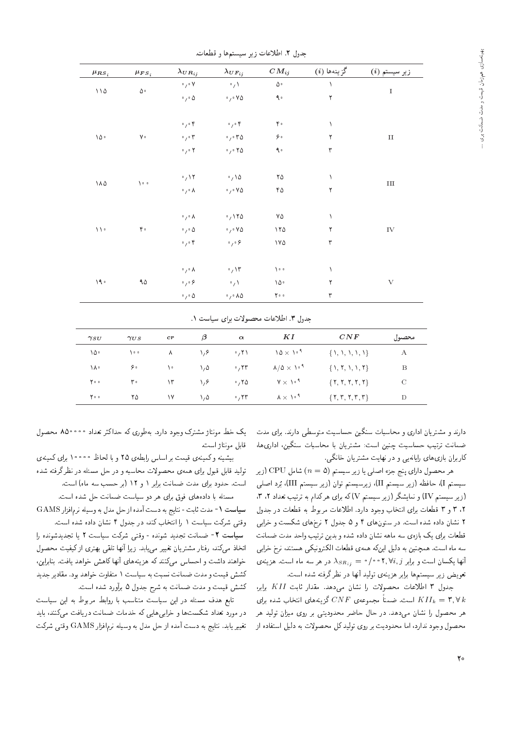جدول ۲. اطلاعات زیر سیستم‌ها و قطعات.

| زیر سیستم $(i)$ | گزینه‌ها $(i)$ | $CM_{ij}$ | $\lambda_{UF_{ij}}$ | $\lambda_{UR_{ij}}$ | $\mu_{FS_i}$ | $\mu_{RS_i}$ |
|---|---|---|---|---|---|---|
| I | ۱ | ۵۰ | ۰٫۱ | ۰٫۰۷ | ۵۰ | ۱۱۵ |
| | ۲ | ۹۰ | ۰٫۰۷۵ | ۰٫۰۵ | | |
| II | ۱ | ۴۰ | ۰٫۰۴ | ۰٫۰۴ | ۷۰ | ۱۵۰ |
| | ۲ | ۶۰ | ۰٫۰۳۵ | ۰٫۰۳ | | |
| | ۳ | ۹۰ | ۰٫۰۲۵ | ۰٫۰۲ | | |
| III | ۱ | ۲۵ | ۰٫۱۵ | ۰٫۱۲ | ۱۰۰ | ۱۸۵ |
| | ۲ | ۴۵ | ۰٫۰۷۵ | ۰٫۰۸ | | |
| IV | ۱ | ۷۵ | ۰٫۱۲۵ | ۰٫۰۸ | ۴۰ | ۱۱۰ |
| | ۲ | ۱۲۵ | ۰٫۰۷۵ | ۰٫۰۵ | | |
| | ۳ | ۱۷۵ | ۰٫۰۶ | ۰٫۰۴ | | |
| V | ۱ | ۱۰۰ | ۰٫۱۳ | ۰٫۰۸ | ۹۵ | ۱۹۰ |
| | ۲ | ۱۵۰ | ۰٫۱ | ۰٫۰۶ | | |
| | ۳ | ۲۰۰ | ۰٫۰۸۵ | ۰٫۰۵ | | |

جدول ۳. اطلاعات محصولات برای سیاست ۱.

| محصول | $CNF$ | $KI$ | $\alpha$ | $\beta$ | $cr$ | $\gamma_{US}$ | $\gamma_{SU}$ |
|---|---|---|---|---|---|---|---|
| A | $\{1,1,1,1,1\}$ | $15\times 10^9$ | ۰٫۲۱ | ۱٫۶ | ۸ | ۱۰۰ | ۱۵۰ |
| B | $\{1,2,1,1,2\}$ | $8/5\times 10^9$ | ۰٫۲۳ | ۱٫۵ | ۱۰ | ۶۰ | ۱۸۰ |
| C | $\{2,2,2,2,2\}$ | $7\times 10^9$ | ۰٫۲۵ | ۱٫۶ | ۱۳ | ۳۰ | ۲۰۰ |
| D | $\{2,3,2,3,3\}$ | $8\times 10^9$ | ۰٫۲۳ | ۱٫۵ | ۱۷ | ۲۵ | ۲۰۰ |

دارند و مشتریان اداری و محاسبات سنگین حساسیت متوسطی دارند. برای مدت ضمانت ترتیب حساسیت چنین است: مشتریان با محاسبات سنگین، اداری‌ها، کاربران بازی‌های رایانه‌یی و در نهایت مشتریان خانگی.

هر محصول دارای پنج جزء اصلی یا زیر سیستم ($n=5$) شامل CPU (زیر سیستم I)، حافظه (زیر سیستم II)، زیرسیستم توان (زیر سیستم III)، بُرد اصلی (زیر سیستم IV) و نمایشگر (زیر سیستم V) که برای هرکدام به ترتیب تعداد ۲، ۳، ۲، ۳ و ۳ قطعات برای انتخاب وجود دارد. اطلاعات مربوط به قطعات در جدول ۲ نشان داده شده است. در ستون‌های ۴ و ۵ جدول ۲ نرخ‌های شکست و خرابی قطعات برای یک بازه‌ی سه ماهه نشان داده شده و بدین ترتیب واحد مدت ضمانت سه ماه است. همچنین به دلیل این‌که همه‌ی قطعات الکترونیکی هستند، نرخ خرابی آنها یکسان است و برابر $\lambda_{SR_{ij}} = 0/002, \forall i,j$ در هر سه ماه است. هزینه‌ی تعویض زیر سیستم‌ها برابر هزینه‌ی تولید آنها در نظر گرفته شده است.

جدول ۳ اطلاعات محصولات را نشان می‌دهد. مقدار ثابت $KII$ برابر $KII_k = 3, \forall k$ است. ضمناً مجموعه‌ی $CNF$ گزینه‌های انتخاب شده برای هر محصول را نشان می‌دهد. در حال حاضر محدودیتی بر روی میزان تولید هر محصول وجود ندارد، اما محدودیت بر روی تولید کل محصولات به دلیل استفاده از یک خط مونتاژ مشترک وجود دارد. به‌طوری که حداکثر تعداد ۸۵۰۰۰۰ محصول قابل مونتاژ است.

بیشینه و کمینه‌ی قیمت بر اساس رابطه‌ی ۲۵ و با لحاظ ۱۰۰۰۰۰ برای کمینه‌ی تولید قابل قبول برای همه‌ی محصولات محاسبه و در حل مسئله در نظر گرفته شده است. حدود برای مدت ضمانت برابر ۱ و ۱۲ (بر حسب سه ماه) است.

مسئله با داده‌های فوق برای هر دو سیاست ضمانت حل شده است.

**سیاست ۱**- مدت ثابت - نتایج به دست آمده از حل مدل به وسیله نرم‌افزار GAMS وقتی شرکت سیاست ۱ را انتخاب کند، در جدول ۴ نشان داده شده است.

**سیاست ۲**- ضمانت تجدید شونده - وقتی شرکت سیاست ۲ یا تجدیدشونده را اتخاذ می‌کند، رفتار مشتریان تغییر می‌یابد. زیرا آنها تلقی بهتری از کیفیت محصول خواهند داشت و احساس می‌کنند که هزینه‌های آنها کاهش خواهد یافت. بنابراین، کشش قیمت و مدت ضمانت نسبت به سیاست ۱ متفاوت خواهد بود. مقادیر جدید کشش قیمت و مدت ضمانت به شرح جدول ۵ برآورد شده است.

تابع هدف مسئله در این سیاست متناسب با روابط مربوط به این سیاست در مورد تعداد شکست‌ها و خرابی‌هایی که خدمات ضمانت دریافت می‌کنند، باید تغییر یابد. نتایج به دست آمده از حل مدل به وسیله نرم‌افزار GAMS وقتی شرکت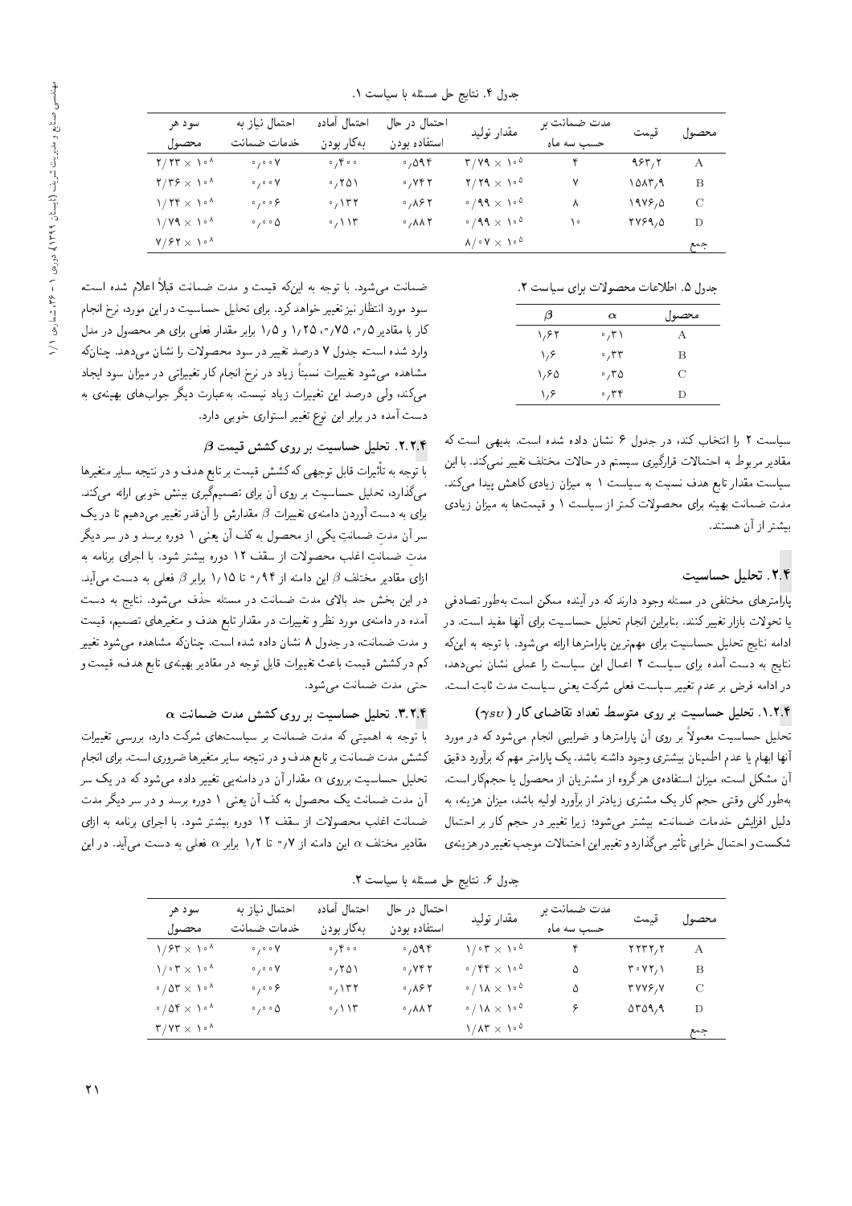جدول ۴. نتایج حل مسئله با سیاست ۱.

| محصول | قیمت | مدت ضمانت بر حسب سه ماه | مقدار تولید | احتمال در حال استفاده بودن | احتمال آماده به‌کار بودن | احتمال نیاز به خدمات ضمانت | سود هر محصول |
|---|---|---|---|---|---|---|---|
| A | ۹۶۳٫۲ | ۴ | $۳/۷۹ \times ۱۰^{۵}$ | ۰٫۵۹۴ | ۰٫۴۰۰ | ۰٫۰۰۷ | $۲/۲۳ \times ۱۰^{۸}$ |
| B | ۱۵۸۳٫۹ | ۷ | $۲/۲۹ \times ۱۰^{۵}$ | ۰٫۷۴۲ | ۰٫۲۵۱ | ۰٫۰۰۷ | $۲/۳۶ \times ۱۰^{۸}$ |
| C | ۱۹۷۶٫۵ | ۸ | $۰/۹۹ \times ۱۰^{۵}$ | ۰٫۸۶۲ | ۰٫۱۳۲ | ۰٫۰۰۶ | $۱/۲۴ \times ۱۰^{۸}$ |
| D | ۲۷۶۹٫۵ | ۱۰ | $۰/۹۹ \times ۱۰^{۵}$ | ۰٫۸۸۲ | ۰٫۱۱۳ | ۰٫۰۰۵ | $۱/۷۹ \times ۱۰^{۸}$ |
| جمع | | | $۸/۰۷ \times ۱۰^{۵}$ | | | | $۷/۶۲ \times ۱۰^{۸}$ |

جدول ۵. اطلاعات محصولات برای سیاست ۲.

| محصول | $\alpha$ | $\beta$ |
|---|---|---|
| A | ۰٫۳۱ | ۱٫۶۲ |
| B | ۰٫۳۳ | ۱٫۶ |
| C | ۰٫۳۵ | ۱٫۶۵ |
| D | ۰٫۳۴ | ۱٫۶ |

سیاست ۲ را انتخاب کند، در جدول ۶ نشان داده شده است. بدیهی است که مقادیر مربوط به احتمالات قرارگیری سیستم در حالات مختلف تغییر نمی‌کند. با این سیاست مقدار تابع هدف نسبت به سیاست ۱ به میزان زیادی کاهش پیدا می‌کند. مدت ضمانت بهینه برای محصولات کمتر از سیاست ۱ و قیمت‌ها به میزان زیادی بیشتر از آن هستند.

## ۲.۴. تحلیل حساسیت

پارامترهای مختلفی در مسئله وجود دارند که در آینده ممکن است به‌طور تصادفی یا تحولات بازار تغییر کنند. بنابراین انجام تحلیل حساسیت برای آنها مفید است. در ادامه نتایج تحلیل حساسیت برای مهم‌ترین پارامترها ارائه می‌شود. با توجه به اینکه نتایج به دست آمده برای سیاست ۲ اعمال این سیاست را عملی نشان نمی‌دهد، در ادامه فرض بر عدم تغییر سیاست فعلی شرکت یعنی سیاست مدت ثابت است.

### ۱.۲.۴. تحلیل حساسیت بر روی متوسط تعداد تقاضای کار ($\gamma_{SU}$)

تحلیل حساسیت معمولاً بر روی آن پارامترها و ضرایبی انجام می‌شود که در مورد آنها ابهام یا عدم اطمینان بیشتری وجود داشته باشد. یک پارامتر مهم که برآورد دقیق آن مشکل است، میزان استفاده‌ی هر گروه از مشتریان از محصول یا حجم‌کار است. به‌طور کلی وقتی حجم کار یک مشتری زیادتر از برآورد اولیه باشد، میزان هزینه، به دلیل افزایش خدمات ضمانت، بیشتر می‌شود؛ زیرا تغییر در حجم کار بر احتمال شکست و احتمال خرابی تأثیر می‌گذارد و تغییر این احتمالات موجب تغییر در هزینه‌ی ضمانت می‌شود. با توجه به اینکه قیمت و مدت ضمانت قبلاً اعلام شده است، سود مورد انتظار نیز تغییر خواهد کرد. برای تحلیل حساسیت در این مورد، نرخ انجام کار با مقادیر ۰٫۵، ۰٫۷۵، ۱٫۲۵ و ۱٫۵ برابر مقدار فعلی برای هر محصول در مدل وارد شده است. جدول ۷ درصد تغییر در سود محصولات را نشان می‌دهد. چنانکه مشاهده می‌شود تغییرات نسبتاً زیاد در نرخ انجام کار تغییراتی در میزان سود ایجاد می‌کند، ولی درصد این تغییرات زیاد نیست. به‌عبارت دیگر جواب‌های بهینه‌ی به دست آمده در برابر این نوع تغییر استواری خوبی دارد.

### ۲.۲.۴. تحلیل حساسیت بر روی کشش قیمت $\beta$

با توجه به تأثیرات قابل توجهی که کشش قیمت بر تابع هدف و در نتیجه سایر متغیرها می‌گذارد، تحلیل حساسیت بر روی آن برای تصمیم‌گیری بینش خوبی ارائه می‌کند. برای به دست آوردن دامنه‌ی تغییرات $\beta$ مقدارش را آن‌قدر تغییر می‌دهیم تا در یک سر آن مدتِ ضمانتِ یکی از محصول به کف آن یعنی ۱ دوره برسد و در سر دیگر مدتِ ضمانتِ اغلب محصولات از سقف ۱۲ دوره بیشتر شود. با اجرای برنامه به ازای مقادیر مختلف $\beta$ این دامنه از ۰٫۹۴ تا ۱٫۱۵ برابر $\beta$ فعلی به دست می‌آید. در این بخش حد بالای مدت ضمانت در مسئله حذف می‌شود. نتایج به دست آمده در دامنه‌ی مورد نظر و تغییرات در مقدار تابع هدف و متغیرهای تصمیم، قیمت و مدت ضمانت، در جدول ۸ نشان داده شده است. چنانکه مشاهده می‌شود تغییر کم در کشش قیمت باعث تغییرات قابل توجه در مقادیر بهینه‌ی تابع هدف، قیمت و حتی مدت ضمانت می‌شود.

### ۳.۲.۴. تحلیل حساسیت بر روی کشش مدت ضمانت $\alpha$

با توجه به اهمیتی که مدت ضمانت بر سیاست‌های شرکت دارد، بررسی تغییرات کشش مدت ضمانت بر تابع هدف و در نتیجه سایر متغیرها ضروری است. برای انجام تحلیل حساسیت بروی $\alpha$ مقدار آن در دامنه‌یی تغییر داده می‌شود که در یک سر آن مدت ضمانت یک محصول به کف آن یعنی ۱ دوره برسد و در سر دیگر مدت ضمانت اغلب محصولات از سقف ۱۲ دوره بیشتر شود. با اجرای برنامه به ازای مقادیر مختلف $\alpha$ این دامنه از ۰٫۷ تا ۱٫۲ برابر $\alpha$ فعلی به دست می‌آید. در این

جدول ۶. نتایج حل مسئله با سیاست ۲.

| محصول | قیمت | مدت ضمانت بر حسب سه ماه | مقدار تولید | احتمال در حال استفاده بودن | احتمال آماده به‌کار بودن | احتمال نیاز به خدمات ضمانت | سود هر محصول |
|---|---|---|---|---|---|---|---|
| A | ۲۲۳۲٫۲ | ۴ | $۱/۰۳ \times ۱۰^{۵}$ | ۰٫۵۹۴ | ۰٫۴۰۰ | ۰٫۰۰۷ | $۱/۶۳ \times ۱۰^{۸}$ |
| B | ۳۰۷۲٫۱ | ۵ | $۰/۴۴ \times ۱۰^{۵}$ | ۰٫۷۴۲ | ۰٫۲۵۱ | ۰٫۰۰۷ | $۱/۰۳ \times ۱۰^{۸}$ |
| C | ۳۷۷۶٫۷ | ۵ | $۰/۱۸ \times ۱۰^{۵}$ | ۰٫۸۶۲ | ۰٫۱۳۲ | ۰٫۰۰۶ | $۰/۵۳ \times ۱۰^{۸}$ |
| D | ۵۳۵۹٫۹ | ۶ | $۰/۱۸ \times ۱۰^{۵}$ | ۰٫۸۸۲ | ۰٫۱۱۳ | ۰٫۰۰۵ | $۰/۵۴ \times ۱۰^{۸}$ |
| جمع | | | $۱/۸۳ \times ۱۰^{۵}$ | | | | $۳/۷۳ \times ۱۰^{۸}$ |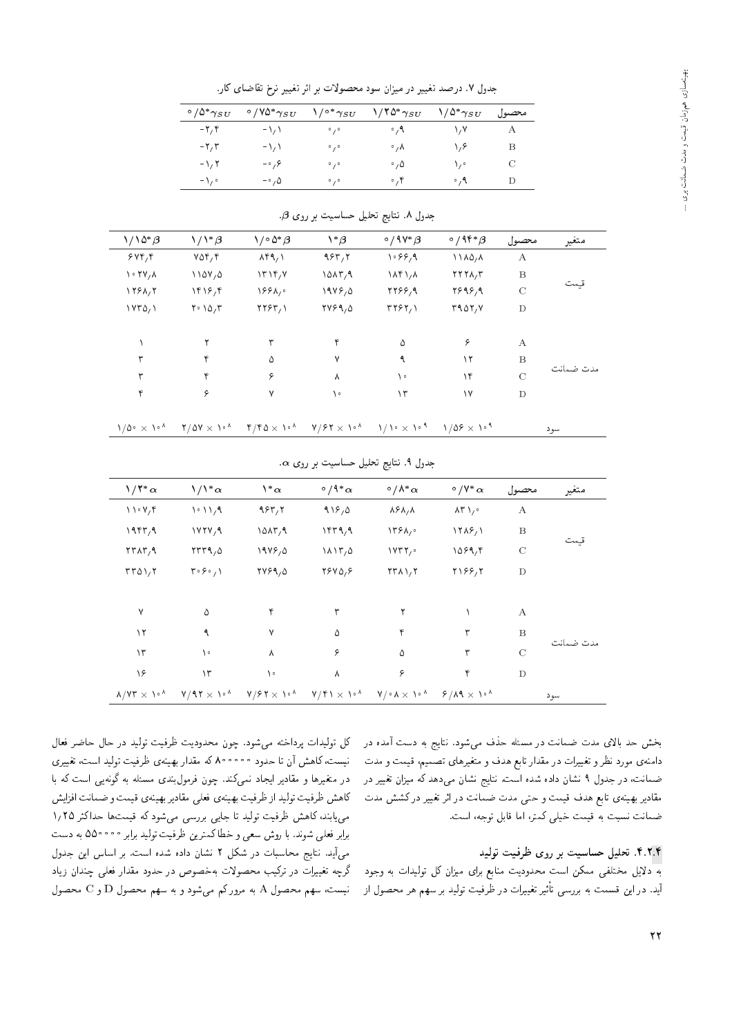جدول ۷. درصد تغییر در میزان سود محصولات بر اثر تغییر نرخ تقاضای کار.

| محصول | $1/5^*\gamma_{SU}$ | $1/25^*\gamma_{SU}$ | $1/0^*\gamma_{SU}$ | $0/75^*\gamma_{SU}$ | $0/5^*\gamma_{SU}$ |
|---|---|---|---|---|---|
| A | ۱٫۷ | ۰٫۹ | ۰٫۰ | -۱٫۱ | -۲٫۴ |
| B | ۱٫۶ | ۰٫۸ | ۰٫۰ | -۱٫۱ | -۲٫۳ |
| C | ۱٫۰ | ۰٫۵ | ۰٫۰ | -۰٫۶ | -۱٫۲ |
| D | ۰٫۹ | ۰٫۴ | ۰٫۰ | -۰٫۵ | -۱٫۰ |

جدول ۸. نتایج تحلیل حساسیت بر روی $\beta$.

| متغیر | محصول | $0/94^*\beta$ | $0/97^*\beta$ | $1^*\beta$ | $1/05^*\beta$ | $1/1^*\beta$ | $1/15^*\beta$ |
|---|---|---|---|---|---|---|---|
| قیمت | A | ۱۱۸۵٫۸ | ۱۰۶۶٫۹ | ۹۶۳٫۲ | ۸۴۹٫۱ | ۷۵۴٫۴ | ۶۷۴٫۴ |
| | B | ۲۲۲۸٫۳ | ۱۸۴۱٫۸ | ۱۵۸۳٫۹ | ۱۳۱۴٫۷ | ۱۱۵۷٫۵ | ۱۰۲۷٫۸ |
| | C | ۲۶۹۶٫۹ | ۲۲۶۶٫۹ | ۱۹۷۶٫۵ | ۱۶۶۸٫۰ | ۱۴۱۶٫۴ | ۱۲۶۸٫۲ |
| | D | ۳۹۵۲٫۷ | ۳۲۶۲٫۱ | ۲۷۶۹٫۵ | ۲۲۶۳٫۱ | ۲۰۱۵٫۳ | ۱۷۳۵٫۱ |
| مدت ضمانت | A | ۶ | ۵ | ۴ | ۳ | ۲ | ۱ |
| | B | ۱۲ | ۹ | ۷ | ۵ | ۴ | ۳ |
| | C | ۱۴ | ۱۰ | ۸ | ۶ | ۴ | ۳ |
| | D | ۱۷ | ۱۳ | ۱۰ | ۷ | ۶ | ۴ |
| سود | | $1/56 \times 10^{9}$ | $1/10 \times 10^{9}$ | $7/62 \times 10^{8}$ | $4/45 \times 10^{8}$ | $2/57 \times 10^{8}$ | $1/50 \times 10^{8}$ |

جدول ۹. نتایج تحلیل حساسیت بر روی $\alpha$.

| متغیر | محصول | $0/7^*\alpha$ | $0/8^*\alpha$ | $0/9^*\alpha$ | $1^*\alpha$ | $1/1^*\alpha$ | $1/2^*\alpha$ |
|---|---|---|---|---|---|---|---|
| قیمت | A | ۸۳۱٫۰ | ۸۶۸٫۸ | ۹۱۶٫۵ | ۹۶۳٫۲ | ۱۰۱۱٫۹ | ۱۱۰۷٫۴ |
| | B | ۱۲۸۶٫۱ | ۱۳۶۸٫۰ | ۱۴۳۹٫۹ | ۱۵۸۳٫۹ | ۱۷۲۷٫۹ | ۱۹۴۳٫۹ |
| | C | ۱۵۶۹٫۴ | ۱۷۳۲٫۰ | ۱۸۱۳٫۵ | ۱۹۷۶٫۵ | ۲۳۳۹٫۵ | ۲۳۸۳٫۹ |
| | D | ۲۱۶۶٫۲ | ۲۳۸۱٫۲ | ۲۶۷۵٫۶ | ۲۷۶۹٫۵ | ۳۰۶۰٫۱ | ۳۳۵۱٫۲ |
| مدت ضمانت | A | ۱ | ۲ | ۳ | ۴ | ۵ | ۷ |
| | B | ۳ | ۴ | ۵ | ۷ | ۹ | ۱۲ |
| | C | ۳ | ۵ | ۶ | ۸ | ۱۰ | ۱۳ |
| | D | ۴ | ۶ | ۸ | ۱۰ | ۱۳ | ۱۶ |
| سود | | $6/89 \times 10^{8}$ | $7/08 \times 10^{8}$ | $7/41 \times 10^{8}$ | $7/62 \times 10^{8}$ | $7/92 \times 10^{8}$ | $8/73 \times 10^{8}$ |

بخش حد بالای مدت ضمانت در مسئله حذف می‌شود. نتایج به دست آمده در دامنه‌ی مورد نظر و تغییرات در مقدار تابع هدف و متغیرهای تصمیم، قیمت و مدت ضمانت، در جدول ۹ نشان داده شده است. نتایج نشان می‌دهد که میزان تغییر در مقادیر بهینه‌ی تابع هدف قیمت و حتی مدت ضمانت در اثر تغییر در کشش مدت ضمانت نسبت به قیمت خیلی کمتر، اما قابل توجه، است.

### ۴.۲.۴. تحلیل حساسیت بر روی ظرفیت تولید

به دلایل مختلفی ممکن است محدودیت منابع برای میزان کل تولیدات به وجود آید. در این قسمت به بررسی تأثیر تغییرات در ظرفیت تولید بر سهم هر محصول از کل تولیدات پرداخته می‌شود. چون محدودیت ظرفیت تولید در حال حاضر فعال نیست، کاهش آن تا حدود ۸۰۰۰۰۰ که مقدار بهینه‌ی ظرفیت تولید است، تغییری در متغیرها و مقادیر ایجاد نمی‌کند. چون فرمول‌بندی مسئله به گونه‌یی است که با کاهش ظرفیت تولید از ظرفیت بهینه‌ی فعلی مقادیر بهینه‌ی قیمت و ضمانت افزایش می‌یابند، کاهش ظرفیت تولید تا جایی بررسی می‌شود که قیمت‌ها حداکثر ۱٫۲۵ برابر فعلی شوند. با روش سعی و خطا کمترین ظرفیت تولید برابر ۵۵۰۰۰۰ به دست می‌آید. نتایج محاسبات در شکل ۲ نشان داده شده است. بر اساس این جدول گرچه تغییرات در ترکیب محصولات به‌خصوص در حدود مقدار فعلی چندان زیاد نیست، سهم محصول A به مرور کم می‌شود و به سهم محصول D و C محصول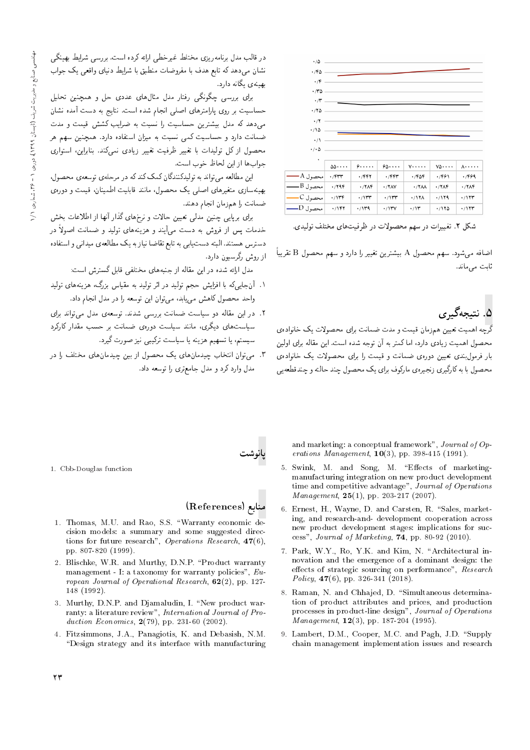| | ۵۵۰۰۰۰ | ۶۰۰۰۰۰ | ۶۵۰۰۰۰ | ۷۰۰۰۰۰ | ۷۵۰۰۰۰ | ۸۰۰۰۰۰ |
|---|---|---|---|---|---|---|
| محصول A | ۰/۴۳۳ | ۰/۴۴۲ | ۰/۴۴۳ | ۰/۴۵۴ | ۰/۴۶۱ | ۰/۴۶۹ |
| محصول B | ۰/۲۹۴ | ۰/۲۸۴ | ۰/۲۸۷ | ۰/۲۸۸ | ۰/۲۸۴ | ۰/۲۸۴ |
| محصول C | ۰/۱۳۴ | ۰/۱۳۳ | ۰/۱۳۳ | ۰/۱۲۸ | ۰/۱۲۹ | ۰/۱۲۳ |
| محصول D | ۰/۱۴۲ | ۰/۱۳۹ | ۰/۱۳۷ | ۰/۱۳ | ۰/۱۲۵ | ۰/۱۲۳ |

شکل ۲. تغییرات در سهم محصولات در ظرفیت‌های مختلف تولیدی.

اضافه می‌شود. سهم محصول A بیشترین تغییر را دارد و سهم محصول B تقریباً ثابت می‌ماند.

## ۵. نتیجه‌گیری

گرچه اهمیت تعیین هم‌زمان قیمت و مدت ضمانت برای محصولات یک خانواده‌ی محصول اهمیت زیادی دارد، اما کمتر به آن توجه شده است. این مقاله برای اولین بار فرمول‌بندی تعیین دوره‌ی ضمانت و قیمت را برای محصولات یک خانواده‌ی محصول با به کارگیری زنجیره‌ی مارکوف برای یک محصول چند حالته و چندقطعه‌یی در قالب مدل برنامه‌ریزی مختلط غیرخطی ارائه کرده است. بررسی شرایط بهینگی نشان می‌دهد که تابع هدف با مفروضات منطبق با شرایط دنیای واقعی یک جواب بهینه‌ی یگانه دارد.

برای بررسی چگونگی رفتار مدل مثال‌های عددی حل و همچنین تحلیل حساسیت بر روی پارامترهای اصلی انجام شده است. نتایج به دست آمده نشان می‌دهد که مدل بیشترین حساسیت را نسبت به ضرایب کشش قیمت و مدت ضمانت دارد و حساسیت کمی نسبت به میزان استفاده دارد. همچنین سهم هر محصول از کل تولیدات با تغییر ظرفیت تغییر زیادی نمی‌کند. بنابراین، استواری جواب‌ها از این لحاظ خوب است.

این مطالعه می‌تواند به تولیدکنندگان کمک کند که در مرحله‌ی توسعه‌ی محصول، بهینه‌سازی متغیرهای اصلی یک محصول، مانند قابلیت اطمینان، قیمت و دوره‌ی ضمانت را هم‌زمان انجام دهند.

برای برپایی چنین مدلی تعیین حالات و نرخ‌های گذار آنها از اطلاعات بخش خدمات پس از فروش به دست می‌آیند و هزینه‌های تولید و ضمانت اصولاً در دسترس هستند. البته دست‌یابی به تابع تقاضا نیاز به یک مطالعه‌ی میدانی و استفاده از روش رگرسیون دارد.

مدل ارائه شده در این مقاله از جنبه‌های مختلفی قابل گسترش است:

۱. آن‌جایی‌که با افزایش حجم تولید در اثر تولید به مقیاس بزرگ، هزینه‌های تولید واحد محصول کاهش می‌یابد، می‌توان این توسعه را در مدل انجام داد.

۲. در این مقاله دو سیاست ضمانت بررسی شدند. توسعه‌ی مدل می‌تواند برای سیاست‌های دیگری، مانند سیاست دوره‌ی ضمانت بر حسب مقدار کارکرد سیستم، یا تسهیم هزینه یا سیاست ترکیبی نیز صورت گیرد.

۳. می‌توان انتخاب چیدمان‌های یک محصول از بین چیدمان‌های مختلف را در مدل وارد کرد و مدل جامع‌تری را توسعه داد.

## پانوشت

1. Cbb-Douglas function

## منابع (References)

1. Thomas, M.U. and Rao, S.S. "Warranty economic decision models: a summary and some suggested directions for future research", *Operations Research*, **47**(6), pp. 807-820 (1999).
2. Blischke, W.R. and Murthy, D.N.P. "Product warranty management - I: a taxonomy for warranty policies", *European Journal of Operational Research*, **62**(2), pp. 127-148 (1992).
3. Murthy, D.N.P. and Djamaludin, I. "New product warranty: a literature review", *International Journal of Production Economics*, **2**(79), pp. 231-60 (2002).
4. Fitzsimmons, J.A., Panagiotis, K. and Debasish, N.M. "Design strategy and its interface with manufacturing and marketing: a conceptual framework", *Journal of Operations Management*, **10**(3), pp. 398-415 (1991).
5. Swink, M. and Song, M. "Effects of marketing-manufacturing integration on new product development time and competitive advantage", *Journal of Operations Management*, **25**(1), pp. 203-217 (2007).
6. Ernest, H., Wayne, D. and Carsten, R. "Sales, marketing, and research-and- development cooperation across new product development stages: implications for success", *Journal of Marketing*, **74**, pp. 80-92 (2010).
7. Park, W.Y., Ro, Y.K. and Kim, N. "Architectural innovation and the emergence of a dominant design: the effects of strategic sourcing on performance", *Research Policy*, **47**(6), pp. 326-341 (2018).
8. Raman, N. and Chhajed, D. "Simultaneous determination of product attributes and prices, and production processes in product-line design", *Journal of Operations Management*, **12**(3), pp. 187-204 (1995).
9. Lambert, D.M., Cooper, M.C. and Pagh, J.D. "Supply chain management implementation issues and research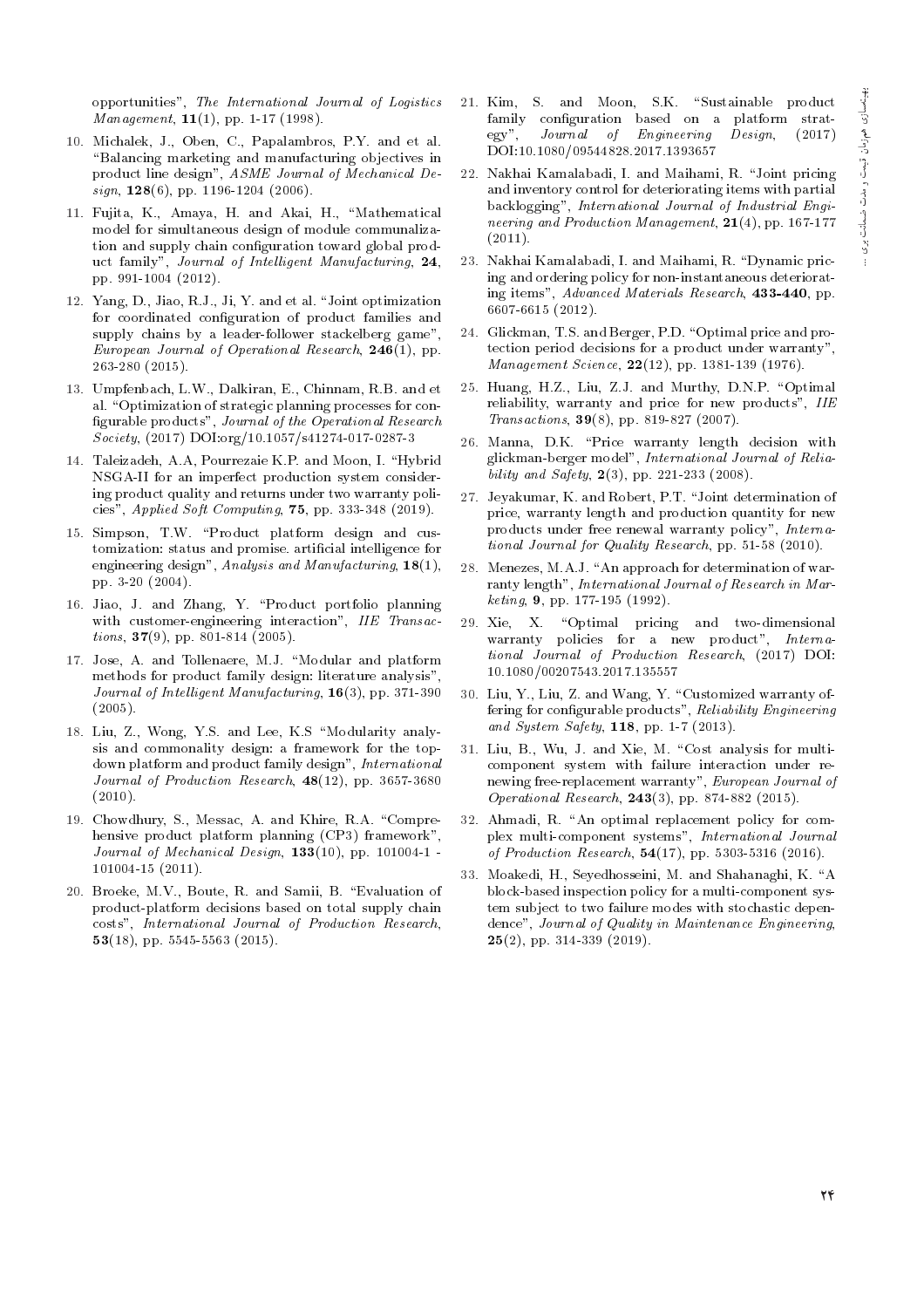opportunities", *The International Journal of Logistics Management*, **11**(1), pp. 1-17 (1998).

10. Michalek, J., Oben, C., Papalambros, P.Y. and et al. "Balancing marketing and manufacturing objectives in product line design", *ASME Journal of Mechanical Design*, **128**(6), pp. 1196-1204 (2006).

11. Fujita, K., Amaya, H. and Akai, H., "Mathematical model for simultaneous design of module communalization and supply chain configuration toward global product family", *Journal of Intelligent Manufacturing*, **24**, pp. 991-1004 (2012).

12. Yang, D., Jiao, R.J., Ji, Y. and et al. "Joint optimization for coordinated configuration of product families and supply chains by a leader-follower stackelberg game", *European Journal of Operational Research*, **246**(1), pp. 263-280 (2015).

13. Umpfenbach, L.W., Dalkiran, E., Chinnam, R.B. and et al. "Optimization of strategic planning processes for configurable products", *Journal of the Operational Research Society*, (2017) DOI:org/10.1057/s41274-017-0287-3

14. Taleizadeh, A.A, Pourrezaie K.P. and Moon, I. "Hybrid NSGA-II for an imperfect production system considering product quality and returns under two warranty policies", *Applied Soft Computing*, **75**, pp. 333-348 (2019).

15. Simpson, T.W. "Product platform design and customization: status and promise. artificial intelligence for engineering design", *Analysis and Manufacturing*, **18**(1), pp. 3-20 (2004).

16. Jiao, J. and Zhang, Y. "Product portfolio planning with customer-engineering interaction", *IIE Transactions*, **37**(9), pp. 801-814 (2005).

17. Jose, A. and Tollenaere, M.J. "Modular and platform methods for product family design: literature analysis", *Journal of Intelligent Manufacturing*, **16**(3), pp. 371-390 (2005).

18. Liu, Z., Wong, Y.S. and Lee, K.S "Modularity analysis and commonality design: a framework for the top-down platform and product family design", *International Journal of Production Research*, **48**(12), pp. 3657-3680 (2010).

19. Chowdhury, S., Messac, A. and Khire, R.A. "Comprehensive product platform planning (CP3) framework", *Journal of Mechanical Design*, **133**(10), pp. 101004-1 - 101004-15 (2011).

20. Broeke, M.V., Boute, R. and Samii, B. "Evaluation of product-platform decisions based on total supply chain costs", *International Journal of Production Research*, **53**(18), pp. 5545-5563 (2015).

21. Kim, S. and Moon, S.K. "Sustainable product family configuration based on a platform strategy", *Journal of Engineering Design*, (2017) DOI:10.1080/09544828.2017.1393657

22. Nakhai Kamalabadi, I. and Maihami, R. "Joint pricing and inventory control for deteriorating items with partial backlogging", *International Journal of Industrial Engineering and Production Management*, **21**(4), pp. 167-177 (2011).

23. Nakhai Kamalabadi, I. and Maihami, R. "Dynamic pricing and ordering policy for non-instantaneous deteriorating items", *Advanced Materials Research*, **433-440**, pp. 6607-6615 (2012).

24. Glickman, T.S. and Berger, P.D. "Optimal price and protection period decisions for a product under warranty", *Management Science*, **22**(12), pp. 1381-139 (1976).

25. Huang, H.Z., Liu, Z.J. and Murthy, D.N.P. "Optimal reliability, warranty and price for new products", *IIE Transactions*, **39**(8), pp. 819-827 (2007).

26. Manna, D.K. "Price warranty length decision with glickman-berger model", *International Journal of Reliability and Safety*, **2**(3), pp. 221-233 (2008).

27. Jeyakumar, K. and Robert, P.T. "Joint determination of price, warranty length and production quantity for new products under free renewal warranty policy", *International Journal for Quality Research*, pp. 51-58 (2010).

28. Menezes, M.A.J. "An approach for determination of warranty length", *International Journal of Research in Marketing*, **9**, pp. 177-195 (1992).

29. Xie, X. "Optimal pricing and two-dimensional warranty policies for a new product", *International Journal of Production Research*, (2017) DOI: 10.1080/00207543.2017.135557

30. Liu, Y., Liu, Z. and Wang, Y. "Customized warranty offering for configurable products", *Reliability Engineering and System Safety*, **118**, pp. 1-7 (2013).

31. Liu, B., Wu, J. and Xie, M. "Cost analysis for multi-component system with failure interaction under renewing free-replacement warranty", *European Journal of Operational Research*, **243**(3), pp. 874-882 (2015).

32. Ahmadi, R. "An optimal replacement policy for complex multi-component systems", *International Journal of Production Research*, **54**(17), pp. 5303-5316 (2016).

33. Moakedi, H., Seyedhosseini, M. and Shahanaghi, K. "A block-based inspection policy for a multi-component system subject to two failure modes with stochastic dependence", *Journal of Quality in Maintenance Engineering*, **25**(2), pp. 314-339 (2019).